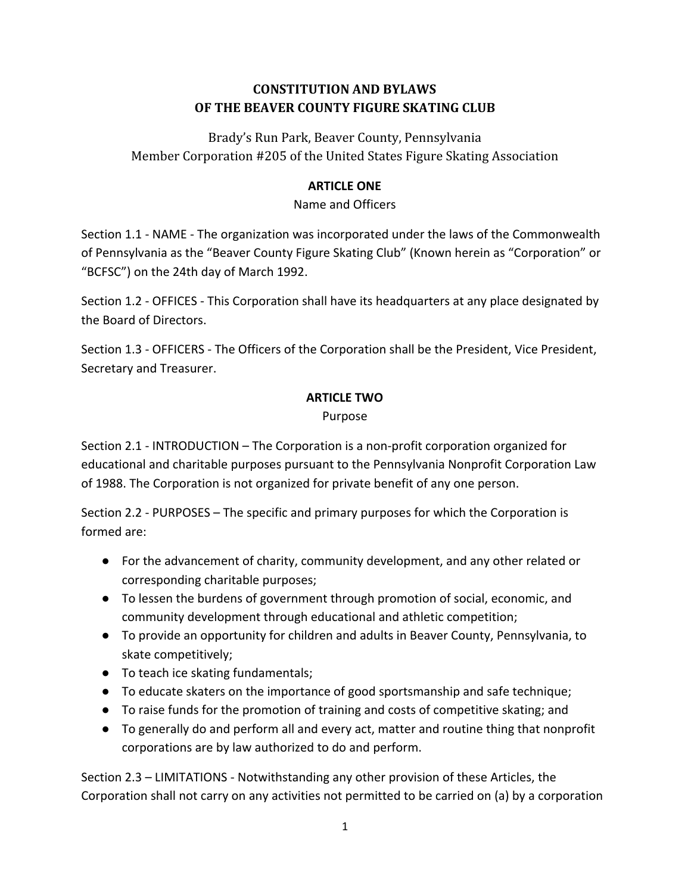# CONSTITUTION AND BYLAWS OF THE BEAVER COUNTY FIGURE SKATING CLUB

Brady's Run Park, Beaver County, Pennsylvania
Member Corporation #205 of the United States Figure Skating Association

## ARTICLE ONE

Name and Officers

Section 1.1 - NAME - The organization was incorporated under the laws of the Commonwealth of Pennsylvania as the "Beaver County Figure Skating Club" (Known herein as "Corporation" or "BCFSC") on the 24th day of March 1992.

Section 1.2 - OFFICES - This Corporation shall have its headquarters at any place designated by the Board of Directors.

Section 1.3 - OFFICERS - The Officers of the Corporation shall be the President, Vice President, Secretary and Treasurer.

## ARTICLE TWO

Purpose

Section 2.1 - INTRODUCTION – The Corporation is a non-profit corporation organized for educational and charitable purposes pursuant to the Pennsylvania Nonprofit Corporation Law of 1988. The Corporation is not organized for private benefit of any one person.

Section 2.2 - PURPOSES – The specific and primary purposes for which the Corporation is formed are:

- For the advancement of charity, community development, and any other related or corresponding charitable purposes;
- To lessen the burdens of government through promotion of social, economic, and community development through educational and athletic competition;
- To provide an opportunity for children and adults in Beaver County, Pennsylvania, to skate competitively;
- To teach ice skating fundamentals;
- To educate skaters on the importance of good sportsmanship and safe technique;
- To raise funds for the promotion of training and costs of competitive skating; and
- To generally do and perform all and every act, matter and routine thing that nonprofit corporations are by law authorized to do and perform.

Section 2.3 – LIMITATIONS - Notwithstanding any other provision of these Articles, the Corporation shall not carry on any activities not permitted to be carried on (a) by a corporation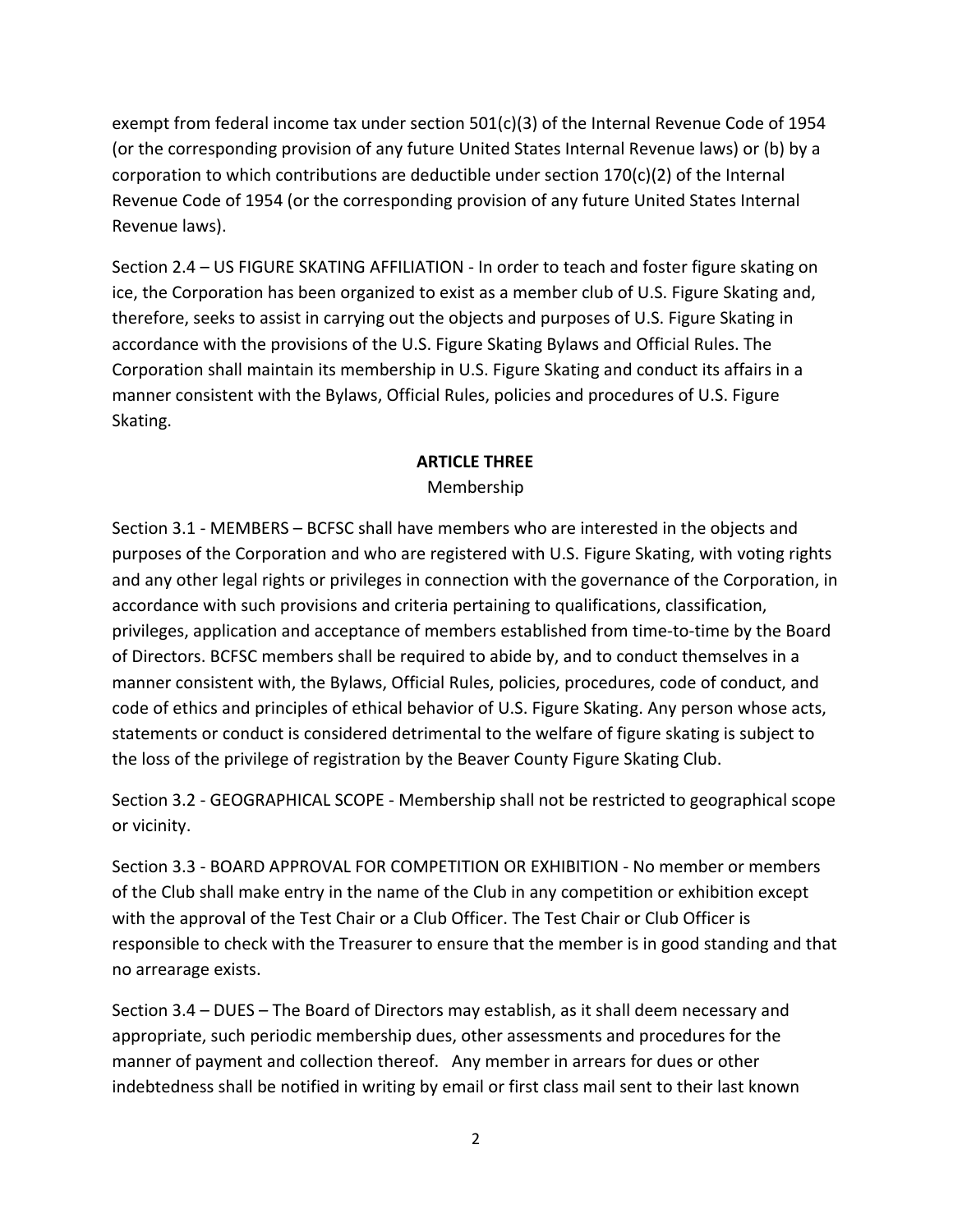exempt from federal income tax under section 501(c)(3) of the Internal Revenue Code of 1954 (or the corresponding provision of any future United States Internal Revenue laws) or (b) by a corporation to which contributions are deductible under section 170(c)(2) of the Internal Revenue Code of 1954 (or the corresponding provision of any future United States Internal Revenue laws).

Section 2.4 – US FIGURE SKATING AFFILIATION - In order to teach and foster figure skating on ice, the Corporation has been organized to exist as a member club of U.S. Figure Skating and, therefore, seeks to assist in carrying out the objects and purposes of U.S. Figure Skating in accordance with the provisions of the U.S. Figure Skating Bylaws and Official Rules. The Corporation shall maintain its membership in U.S. Figure Skating and conduct its affairs in a manner consistent with the Bylaws, Official Rules, policies and procedures of U.S. Figure Skating.

## ARTICLE THREE

Membership

Section 3.1 - MEMBERS – BCFSC shall have members who are interested in the objects and purposes of the Corporation and who are registered with U.S. Figure Skating, with voting rights and any other legal rights or privileges in connection with the governance of the Corporation, in accordance with such provisions and criteria pertaining to qualifications, classification, privileges, application and acceptance of members established from time-to-time by the Board of Directors. BCFSC members shall be required to abide by, and to conduct themselves in a manner consistent with, the Bylaws, Official Rules, policies, procedures, code of conduct, and code of ethics and principles of ethical behavior of U.S. Figure Skating. Any person whose acts, statements or conduct is considered detrimental to the welfare of figure skating is subject to the loss of the privilege of registration by the Beaver County Figure Skating Club.

Section 3.2 - GEOGRAPHICAL SCOPE - Membership shall not be restricted to geographical scope or vicinity.

Section 3.3 - BOARD APPROVAL FOR COMPETITION OR EXHIBITION - No member or members of the Club shall make entry in the name of the Club in any competition or exhibition except with the approval of the Test Chair or a Club Officer. The Test Chair or Club Officer is responsible to check with the Treasurer to ensure that the member is in good standing and that no arrearage exists.

Section 3.4 – DUES – The Board of Directors may establish, as it shall deem necessary and appropriate, such periodic membership dues, other assessments and procedures for the manner of payment and collection thereof. Any member in arrears for dues or other indebtedness shall be notified in writing by email or first class mail sent to their last known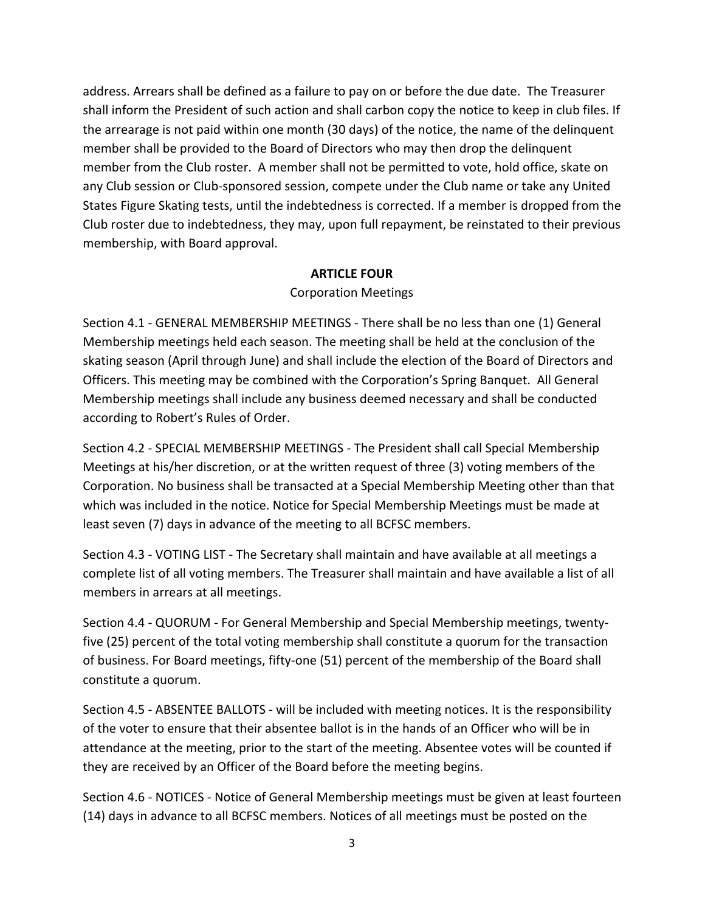address. Arrears shall be defined as a failure to pay on or before the due date.  The Treasurer shall inform the President of such action and shall carbon copy the notice to keep in club files. If the arrearage is not paid within one month (30 days) of the notice, the name of the delinquent member shall be provided to the Board of Directors who may then drop the delinquent member from the Club roster.  A member shall not be permitted to vote, hold office, skate on any Club session or Club-sponsored session, compete under the Club name or take any United States Figure Skating tests, until the indebtedness is corrected. If a member is dropped from the Club roster due to indebtedness, they may, upon full repayment, be reinstated to their previous membership, with Board approval.

## ARTICLE FOUR

Corporation Meetings

Section 4.1 - GENERAL MEMBERSHIP MEETINGS - There shall be no less than one (1) General Membership meetings held each season. The meeting shall be held at the conclusion of the skating season (April through June) and shall include the election of the Board of Directors and Officers. This meeting may be combined with the Corporation's Spring Banquet.  All General Membership meetings shall include any business deemed necessary and shall be conducted according to Robert's Rules of Order.

Section 4.2 - SPECIAL MEMBERSHIP MEETINGS - The President shall call Special Membership Meetings at his/her discretion, or at the written request of three (3) voting members of the Corporation. No business shall be transacted at a Special Membership Meeting other than that which was included in the notice. Notice for Special Membership Meetings must be made at least seven (7) days in advance of the meeting to all BCFSC members.

Section 4.3 - VOTING LIST - The Secretary shall maintain and have available at all meetings a complete list of all voting members. The Treasurer shall maintain and have available a list of all members in arrears at all meetings.

Section 4.4 - QUORUM - For General Membership and Special Membership meetings, twenty-five (25) percent of the total voting membership shall constitute a quorum for the transaction of business. For Board meetings, fifty-one (51) percent of the membership of the Board shall constitute a quorum.

Section 4.5 - ABSENTEE BALLOTS - will be included with meeting notices. It is the responsibility of the voter to ensure that their absentee ballot is in the hands of an Officer who will be in attendance at the meeting, prior to the start of the meeting. Absentee votes will be counted if they are received by an Officer of the Board before the meeting begins.

Section 4.6 - NOTICES - Notice of General Membership meetings must be given at least fourteen (14) days in advance to all BCFSC members. Notices of all meetings must be posted on the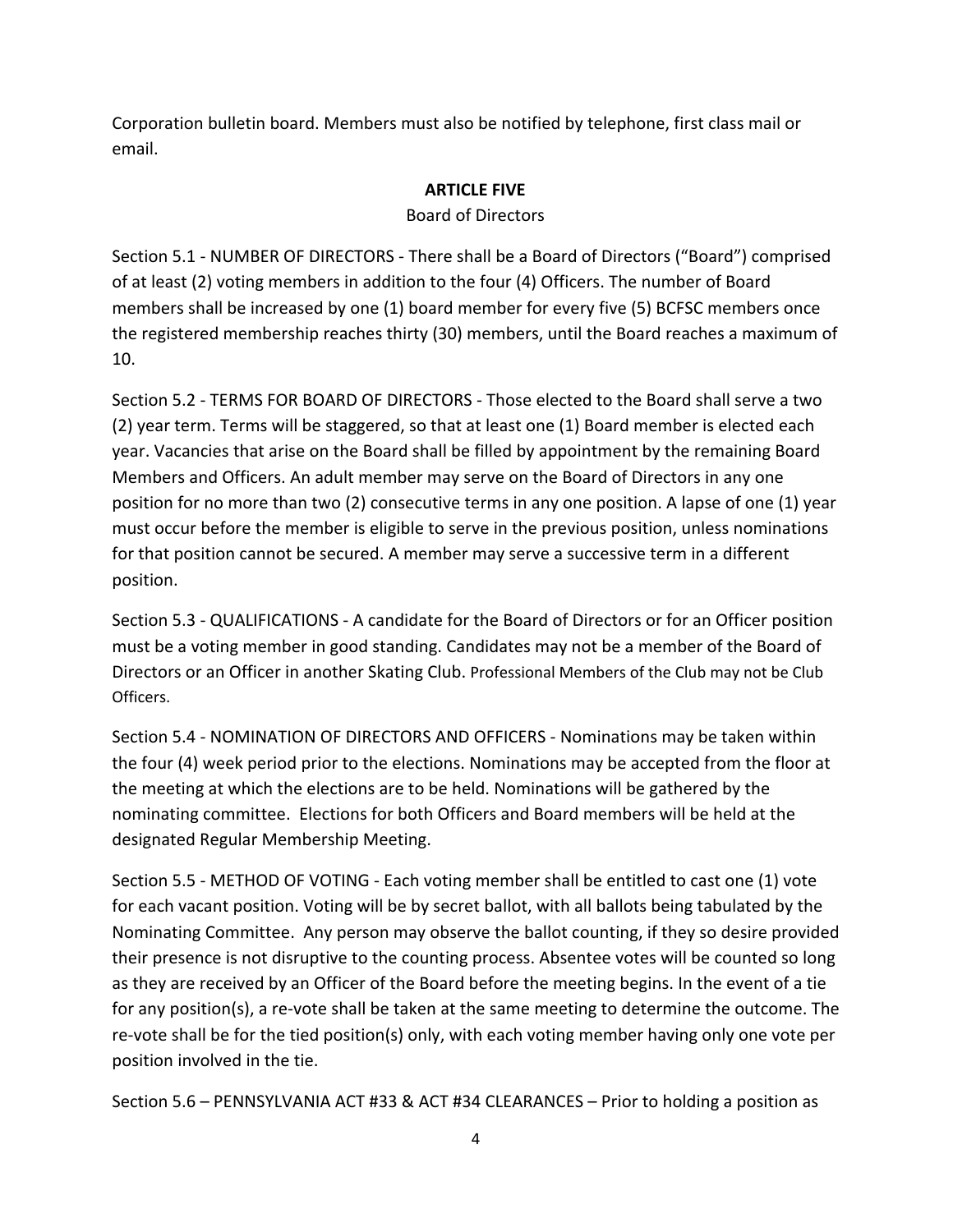Corporation bulletin board. Members must also be notified by telephone, first class mail or email.

## ARTICLE FIVE

Board of Directors

Section 5.1 - NUMBER OF DIRECTORS - There shall be a Board of Directors ("Board") comprised of at least (2) voting members in addition to the four (4) Officers. The number of Board members shall be increased by one (1) board member for every five (5) BCFSC members once the registered membership reaches thirty (30) members, until the Board reaches a maximum of 10.

Section 5.2 - TERMS FOR BOARD OF DIRECTORS - Those elected to the Board shall serve a two (2) year term. Terms will be staggered, so that at least one (1) Board member is elected each year. Vacancies that arise on the Board shall be filled by appointment by the remaining Board Members and Officers. An adult member may serve on the Board of Directors in any one position for no more than two (2) consecutive terms in any one position. A lapse of one (1) year must occur before the member is eligible to serve in the previous position, unless nominations for that position cannot be secured. A member may serve a successive term in a different position.

Section 5.3 - QUALIFICATIONS - A candidate for the Board of Directors or for an Officer position must be a voting member in good standing. Candidates may not be a member of the Board of Directors or an Officer in another Skating Club. Professional Members of the Club may not be Club Officers.

Section 5.4 - NOMINATION OF DIRECTORS AND OFFICERS - Nominations may be taken within the four (4) week period prior to the elections. Nominations may be accepted from the floor at the meeting at which the elections are to be held. Nominations will be gathered by the nominating committee. Elections for both Officers and Board members will be held at the designated Regular Membership Meeting.

Section 5.5 - METHOD OF VOTING - Each voting member shall be entitled to cast one (1) vote for each vacant position. Voting will be by secret ballot, with all ballots being tabulated by the Nominating Committee. Any person may observe the ballot counting, if they so desire provided their presence is not disruptive to the counting process. Absentee votes will be counted so long as they are received by an Officer of the Board before the meeting begins. In the event of a tie for any position(s), a re-vote shall be taken at the same meeting to determine the outcome. The re-vote shall be for the tied position(s) only, with each voting member having only one vote per position involved in the tie.

Section 5.6 – PENNSYLVANIA ACT #33 & ACT #34 CLEARANCES – Prior to holding a position as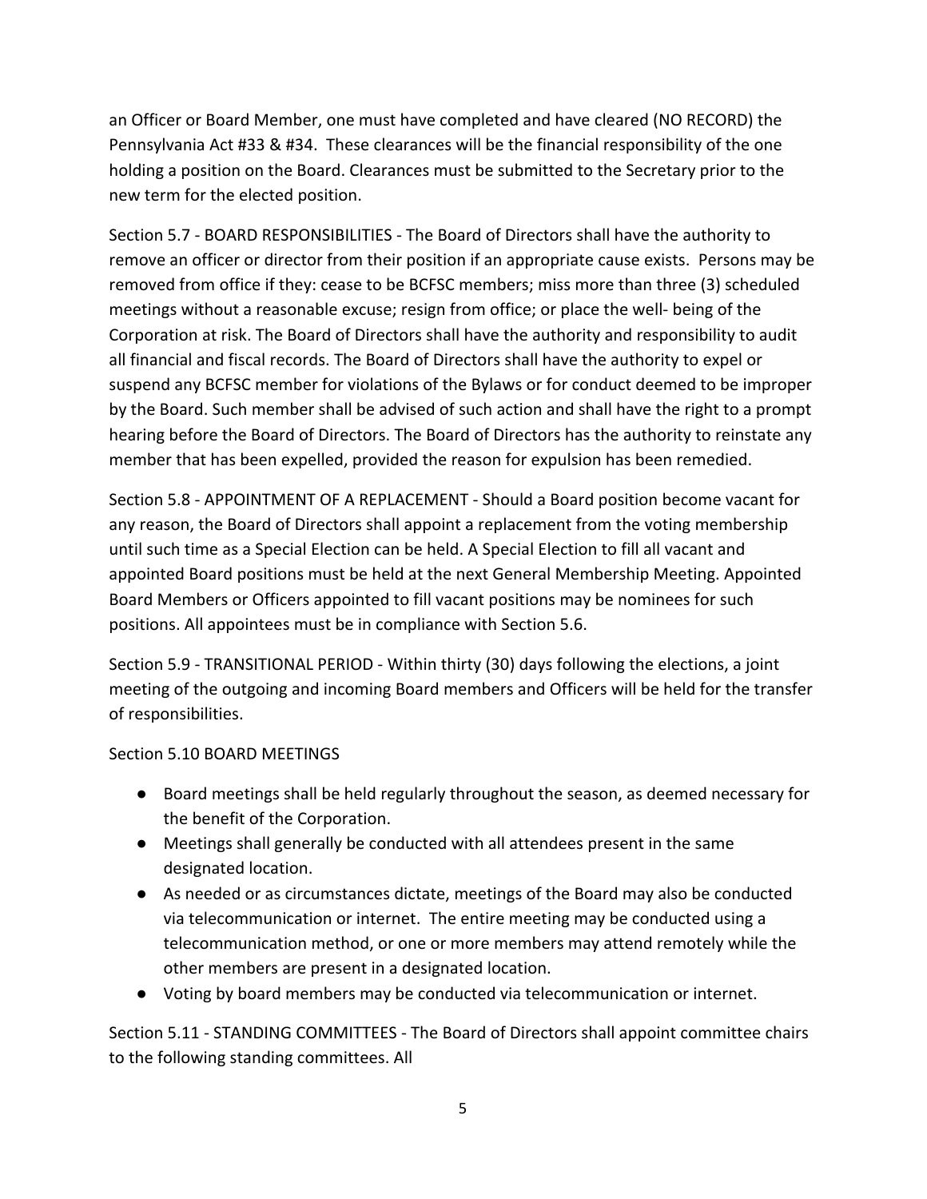an Officer or Board Member, one must have completed and have cleared (NO RECORD) the Pennsylvania Act #33 & #34. These clearances will be the financial responsibility of the one holding a position on the Board. Clearances must be submitted to the Secretary prior to the new term for the elected position.

Section 5.7 - BOARD RESPONSIBILITIES - The Board of Directors shall have the authority to remove an officer or director from their position if an appropriate cause exists. Persons may be removed from office if they: cease to be BCFSC members; miss more than three (3) scheduled meetings without a reasonable excuse; resign from office; or place the well- being of the Corporation at risk. The Board of Directors shall have the authority and responsibility to audit all financial and fiscal records. The Board of Directors shall have the authority to expel or suspend any BCFSC member for violations of the Bylaws or for conduct deemed to be improper by the Board. Such member shall be advised of such action and shall have the right to a prompt hearing before the Board of Directors. The Board of Directors has the authority to reinstate any member that has been expelled, provided the reason for expulsion has been remedied.

Section 5.8 - APPOINTMENT OF A REPLACEMENT - Should a Board position become vacant for any reason, the Board of Directors shall appoint a replacement from the voting membership until such time as a Special Election can be held. A Special Election to fill all vacant and appointed Board positions must be held at the next General Membership Meeting. Appointed Board Members or Officers appointed to fill vacant positions may be nominees for such positions. All appointees must be in compliance with Section 5.6.

Section 5.9 - TRANSITIONAL PERIOD - Within thirty (30) days following the elections, a joint meeting of the outgoing and incoming Board members and Officers will be held for the transfer of responsibilities.

Section 5.10 BOARD MEETINGS

- Board meetings shall be held regularly throughout the season, as deemed necessary for the benefit of the Corporation.
- Meetings shall generally be conducted with all attendees present in the same designated location.
- As needed or as circumstances dictate, meetings of the Board may also be conducted via telecommunication or internet. The entire meeting may be conducted using a telecommunication method, or one or more members may attend remotely while the other members are present in a designated location.
- Voting by board members may be conducted via telecommunication or internet.

Section 5.11 - STANDING COMMITTEES - The Board of Directors shall appoint committee chairs to the following standing committees. All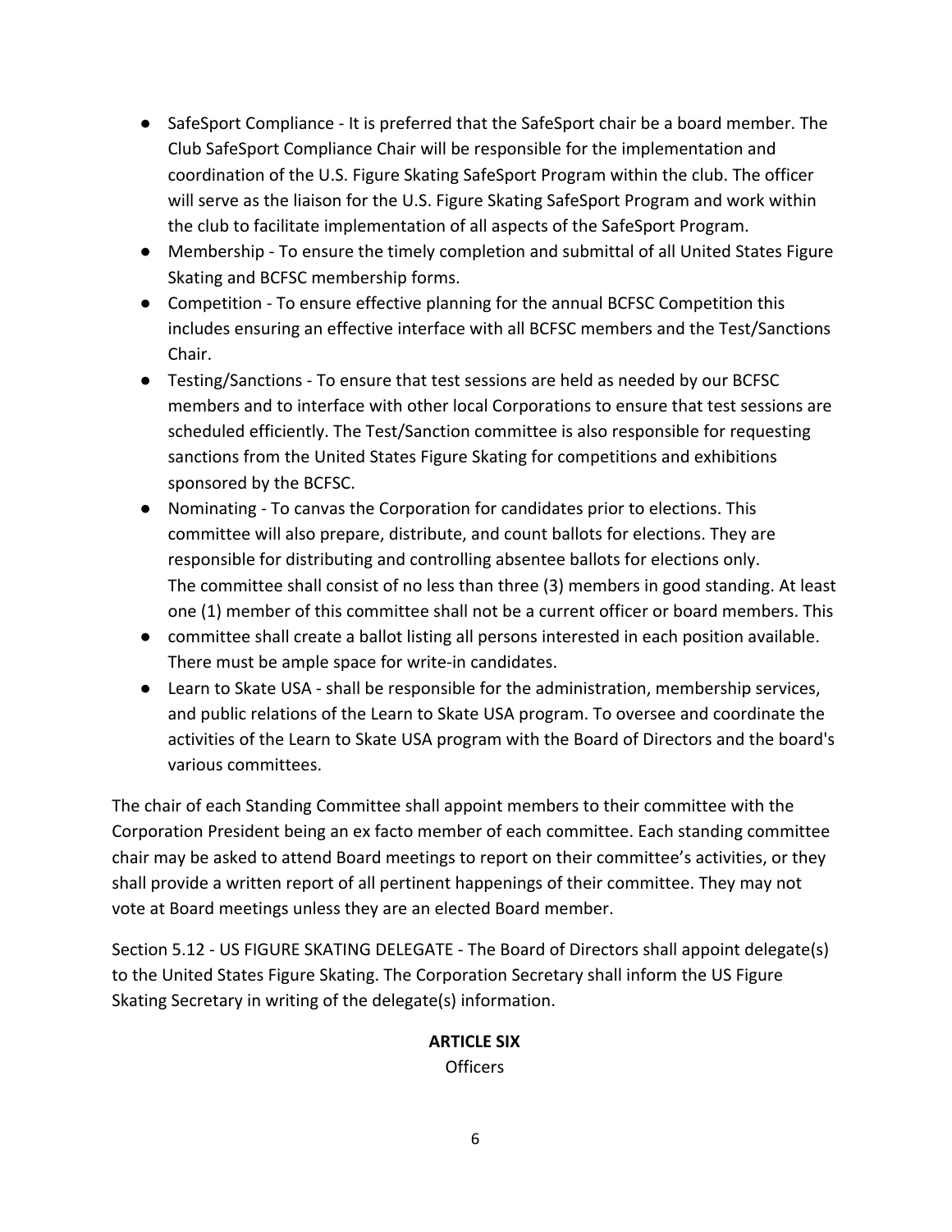- SafeSport Compliance - It is preferred that the SafeSport chair be a board member. The Club SafeSport Compliance Chair will be responsible for the implementation and coordination of the U.S. Figure Skating SafeSport Program within the club. The officer will serve as the liaison for the U.S. Figure Skating SafeSport Program and work within the club to facilitate implementation of all aspects of the SafeSport Program.
- Membership - To ensure the timely completion and submittal of all United States Figure Skating and BCFSC membership forms.
- Competition - To ensure effective planning for the annual BCFSC Competition this includes ensuring an effective interface with all BCFSC members and the Test/Sanctions Chair.
- Testing/Sanctions - To ensure that test sessions are held as needed by our BCFSC members and to interface with other local Corporations to ensure that test sessions are scheduled efficiently. The Test/Sanction committee is also responsible for requesting sanctions from the United States Figure Skating for competitions and exhibitions sponsored by the BCFSC.
- Nominating - To canvas the Corporation for candidates prior to elections. This committee will also prepare, distribute, and count ballots for elections. They are responsible for distributing and controlling absentee ballots for elections only. The committee shall consist of no less than three (3) members in good standing. At least one (1) member of this committee shall not be a current officer or board members. This
- committee shall create a ballot listing all persons interested in each position available. There must be ample space for write-in candidates.
- Learn to Skate USA - shall be responsible for the administration, membership services, and public relations of the Learn to Skate USA program. To oversee and coordinate the activities of the Learn to Skate USA program with the Board of Directors and the board's various committees.

The chair of each Standing Committee shall appoint members to their committee with the Corporation President being an ex facto member of each committee. Each standing committee chair may be asked to attend Board meetings to report on their committee's activities, or they shall provide a written report of all pertinent happenings of their committee. They may not vote at Board meetings unless they are an elected Board member.

Section 5.12 - US FIGURE SKATING DELEGATE - The Board of Directors shall appoint delegate(s) to the United States Figure Skating. The Corporation Secretary shall inform the US Figure Skating Secretary in writing of the delegate(s) information.

## ARTICLE SIX

Officers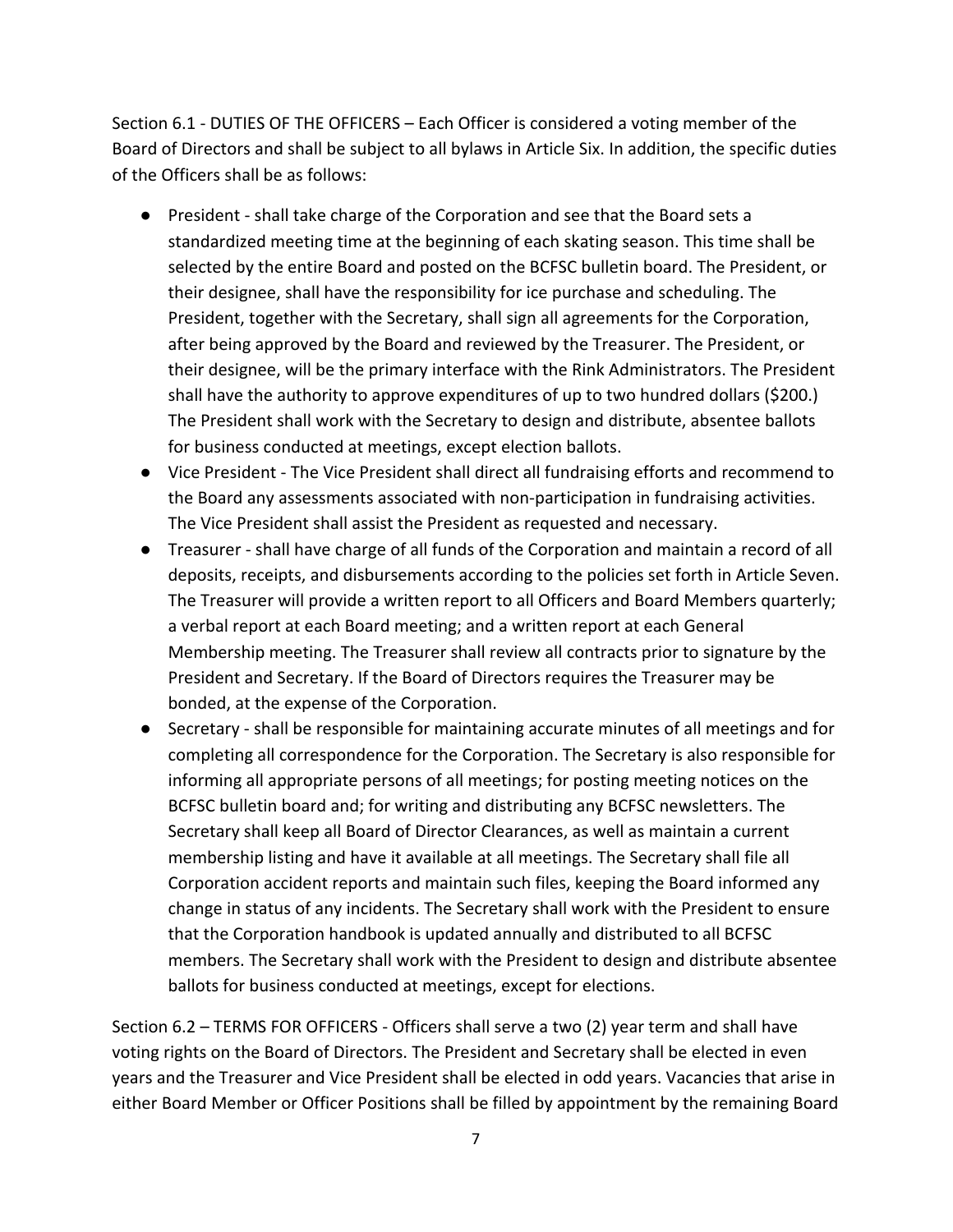Section 6.1 - DUTIES OF THE OFFICERS – Each Officer is considered a voting member of the Board of Directors and shall be subject to all bylaws in Article Six. In addition, the specific duties of the Officers shall be as follows:

- President - shall take charge of the Corporation and see that the Board sets a standardized meeting time at the beginning of each skating season. This time shall be selected by the entire Board and posted on the BCFSC bulletin board. The President, or their designee, shall have the responsibility for ice purchase and scheduling. The President, together with the Secretary, shall sign all agreements for the Corporation, after being approved by the Board and reviewed by the Treasurer. The President, or their designee, will be the primary interface with the Rink Administrators. The President shall have the authority to approve expenditures of up to two hundred dollars ($200.) The President shall work with the Secretary to design and distribute, absentee ballots for business conducted at meetings, except election ballots.
- Vice President - The Vice President shall direct all fundraising efforts and recommend to the Board any assessments associated with non-participation in fundraising activities. The Vice President shall assist the President as requested and necessary.
- Treasurer - shall have charge of all funds of the Corporation and maintain a record of all deposits, receipts, and disbursements according to the policies set forth in Article Seven. The Treasurer will provide a written report to all Officers and Board Members quarterly; a verbal report at each Board meeting; and a written report at each General Membership meeting. The Treasurer shall review all contracts prior to signature by the President and Secretary. If the Board of Directors requires the Treasurer may be bonded, at the expense of the Corporation.
- Secretary - shall be responsible for maintaining accurate minutes of all meetings and for completing all correspondence for the Corporation. The Secretary is also responsible for informing all appropriate persons of all meetings; for posting meeting notices on the BCFSC bulletin board and; for writing and distributing any BCFSC newsletters. The Secretary shall keep all Board of Director Clearances, as well as maintain a current membership listing and have it available at all meetings. The Secretary shall file all Corporation accident reports and maintain such files, keeping the Board informed any change in status of any incidents. The Secretary shall work with the President to ensure that the Corporation handbook is updated annually and distributed to all BCFSC members. The Secretary shall work with the President to design and distribute absentee ballots for business conducted at meetings, except for elections.

Section 6.2 – TERMS FOR OFFICERS - Officers shall serve a two (2) year term and shall have voting rights on the Board of Directors. The President and Secretary shall be elected in even years and the Treasurer and Vice President shall be elected in odd years. Vacancies that arise in either Board Member or Officer Positions shall be filled by appointment by the remaining Board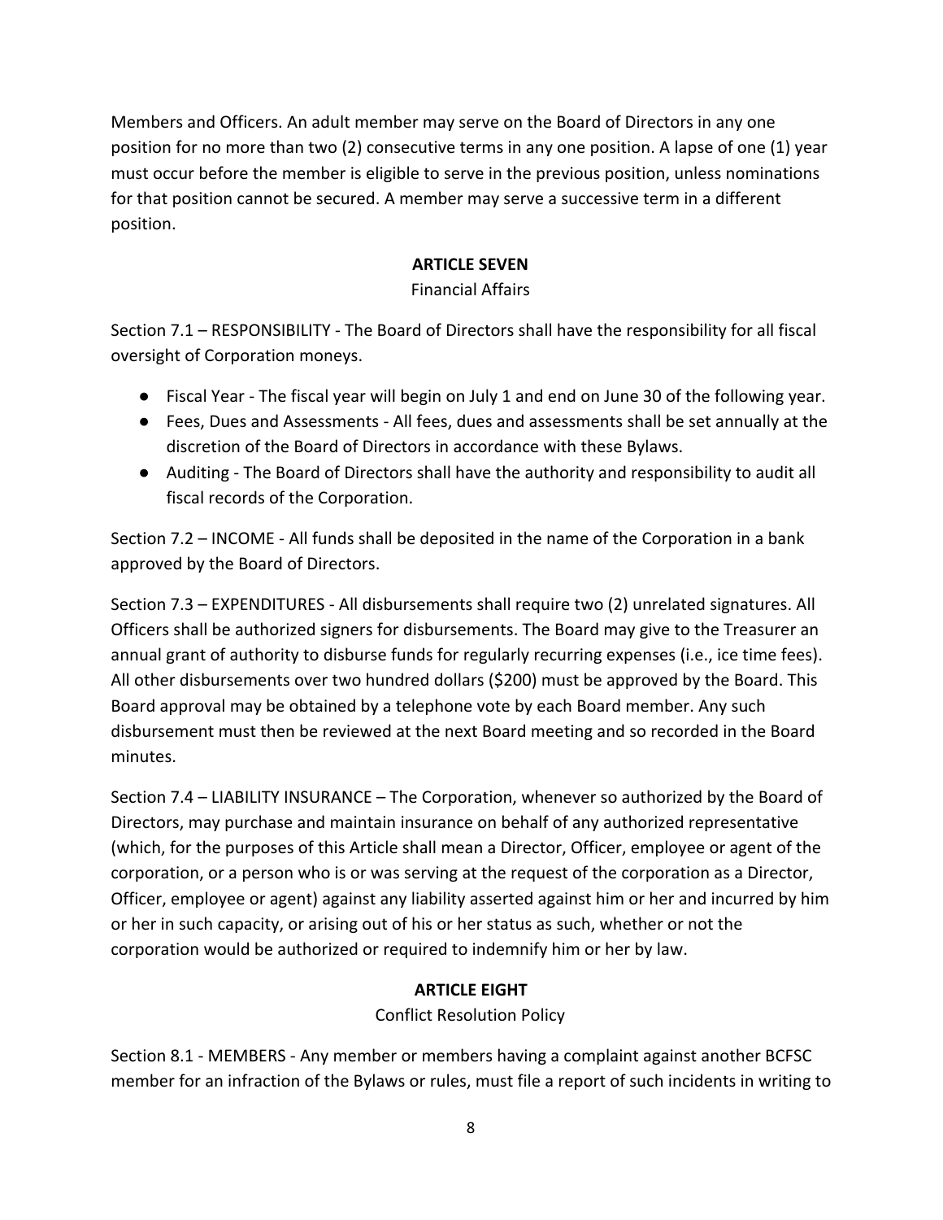Members and Officers. An adult member may serve on the Board of Directors in any one position for no more than two (2) consecutive terms in any one position. A lapse of one (1) year must occur before the member is eligible to serve in the previous position, unless nominations for that position cannot be secured. A member may serve a successive term in a different position.

## ARTICLE SEVEN

Financial Affairs

Section 7.1 – RESPONSIBILITY - The Board of Directors shall have the responsibility for all fiscal oversight of Corporation moneys.

- Fiscal Year - The fiscal year will begin on July 1 and end on June 30 of the following year.
- Fees, Dues and Assessments - All fees, dues and assessments shall be set annually at the discretion of the Board of Directors in accordance with these Bylaws.
- Auditing - The Board of Directors shall have the authority and responsibility to audit all fiscal records of the Corporation.

Section 7.2 – INCOME - All funds shall be deposited in the name of the Corporation in a bank approved by the Board of Directors.

Section 7.3 – EXPENDITURES - All disbursements shall require two (2) unrelated signatures. All Officers shall be authorized signers for disbursements. The Board may give to the Treasurer an annual grant of authority to disburse funds for regularly recurring expenses (i.e., ice time fees). All other disbursements over two hundred dollars ($200) must be approved by the Board. This Board approval may be obtained by a telephone vote by each Board member. Any such disbursement must then be reviewed at the next Board meeting and so recorded in the Board minutes.

Section 7.4 – LIABILITY INSURANCE – The Corporation, whenever so authorized by the Board of Directors, may purchase and maintain insurance on behalf of any authorized representative (which, for the purposes of this Article shall mean a Director, Officer, employee or agent of the corporation, or a person who is or was serving at the request of the corporation as a Director, Officer, employee or agent) against any liability asserted against him or her and incurred by him or her in such capacity, or arising out of his or her status as such, whether or not the corporation would be authorized or required to indemnify him or her by law.

## ARTICLE EIGHT

Conflict Resolution Policy

Section 8.1 - MEMBERS - Any member or members having a complaint against another BCFSC member for an infraction of the Bylaws or rules, must file a report of such incidents in writing to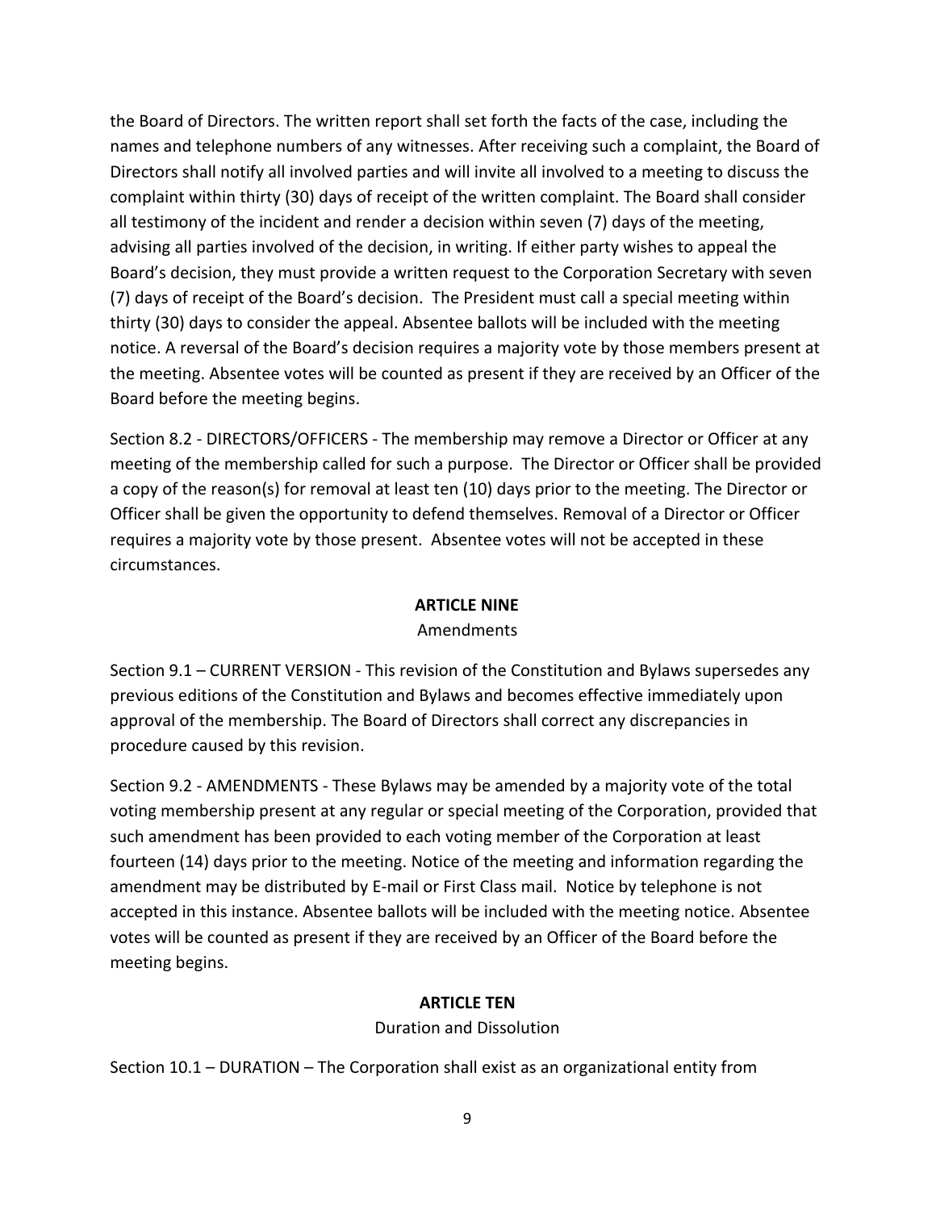the Board of Directors. The written report shall set forth the facts of the case, including the names and telephone numbers of any witnesses. After receiving such a complaint, the Board of Directors shall notify all involved parties and will invite all involved to a meeting to discuss the complaint within thirty (30) days of receipt of the written complaint. The Board shall consider all testimony of the incident and render a decision within seven (7) days of the meeting, advising all parties involved of the decision, in writing. If either party wishes to appeal the Board's decision, they must provide a written request to the Corporation Secretary with seven (7) days of receipt of the Board's decision. The President must call a special meeting within thirty (30) days to consider the appeal. Absentee ballots will be included with the meeting notice. A reversal of the Board's decision requires a majority vote by those members present at the meeting. Absentee votes will be counted as present if they are received by an Officer of the Board before the meeting begins.

Section 8.2 - DIRECTORS/OFFICERS - The membership may remove a Director or Officer at any meeting of the membership called for such a purpose. The Director or Officer shall be provided a copy of the reason(s) for removal at least ten (10) days prior to the meeting. The Director or Officer shall be given the opportunity to defend themselves. Removal of a Director or Officer requires a majority vote by those present. Absentee votes will not be accepted in these circumstances.

## ARTICLE NINE

Amendments

Section 9.1 – CURRENT VERSION - This revision of the Constitution and Bylaws supersedes any previous editions of the Constitution and Bylaws and becomes effective immediately upon approval of the membership. The Board of Directors shall correct any discrepancies in procedure caused by this revision.

Section 9.2 - AMENDMENTS - These Bylaws may be amended by a majority vote of the total voting membership present at any regular or special meeting of the Corporation, provided that such amendment has been provided to each voting member of the Corporation at least fourteen (14) days prior to the meeting. Notice of the meeting and information regarding the amendment may be distributed by E-mail or First Class mail. Notice by telephone is not accepted in this instance. Absentee ballots will be included with the meeting notice. Absentee votes will be counted as present if they are received by an Officer of the Board before the meeting begins.

## ARTICLE TEN

Duration and Dissolution

Section 10.1 – DURATION – The Corporation shall exist as an organizational entity from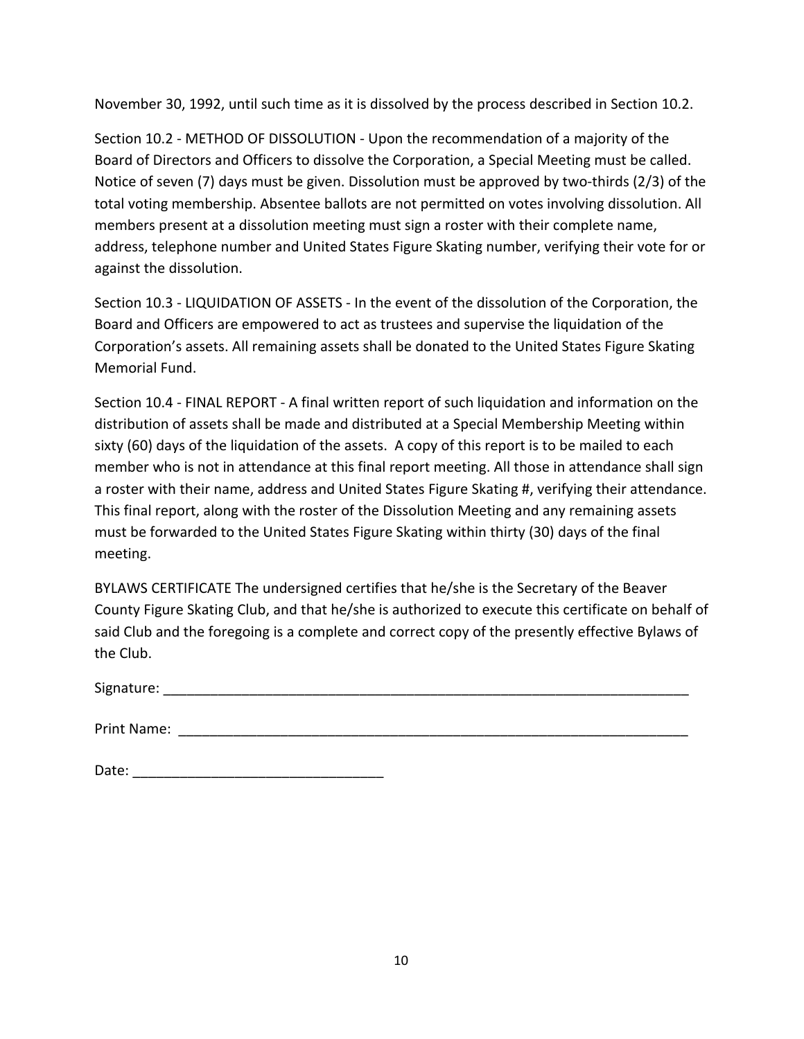November 30, 1992, until such time as it is dissolved by the process described in Section 10.2.

Section 10.2 - METHOD OF DISSOLUTION - Upon the recommendation of a majority of the Board of Directors and Officers to dissolve the Corporation, a Special Meeting must be called. Notice of seven (7) days must be given. Dissolution must be approved by two-thirds (2/3) of the total voting membership. Absentee ballots are not permitted on votes involving dissolution. All members present at a dissolution meeting must sign a roster with their complete name, address, telephone number and United States Figure Skating number, verifying their vote for or against the dissolution.

Section 10.3 - LIQUIDATION OF ASSETS - In the event of the dissolution of the Corporation, the Board and Officers are empowered to act as trustees and supervise the liquidation of the Corporation's assets. All remaining assets shall be donated to the United States Figure Skating Memorial Fund.

Section 10.4 - FINAL REPORT - A final written report of such liquidation and information on the distribution of assets shall be made and distributed at a Special Membership Meeting within sixty (60) days of the liquidation of the assets. A copy of this report is to be mailed to each member who is not in attendance at this final report meeting. All those in attendance shall sign a roster with their name, address and United States Figure Skating #, verifying their attendance. This final report, along with the roster of the Dissolution Meeting and any remaining assets must be forwarded to the United States Figure Skating within thirty (30) days of the final meeting.

BYLAWS CERTIFICATE The undersigned certifies that he/she is the Secretary of the Beaver County Figure Skating Club, and that he/she is authorized to execute this certificate on behalf of said Club and the foregoing is a complete and correct copy of the presently effective Bylaws of the Club.

Signature: ______________________________________________________________________

Print Name: ____________________________________________________________________

Date: ________________________________